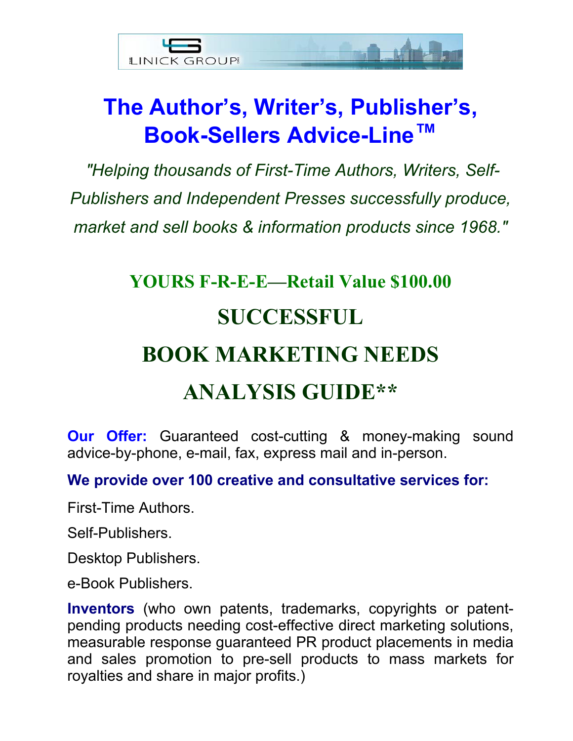LINICK GROUP

# The Author's, Writer's, Publisher's, Book-Sellers Advice-Line™

*"Helping thousands of First-Time Authors, Writers, Self-Publishers and Independent Presses successfully produce, market and sell books & information products since 1968."*

## YOURS F-R-E-E—Retail Value $100.00

# SUCCESSFUL BOOK MARKETING NEEDS ANALYSIS GUIDE**

**Our Offer:** Guaranteed cost-cutting & money-making sound advice-by-phone, e-mail, fax, express mail and in-person.

**We provide over 100 creative and consultative services for:**

First-Time Authors.

Self-Publishers.

Desktop Publishers.

e-Book Publishers.

**Inventors** (who own patents, trademarks, copyrights or patent-pending products needing cost-effective direct marketing solutions, measurable response guaranteed PR product placements in media and sales promotion to pre-sell products to mass markets for royalties and share in major profits.)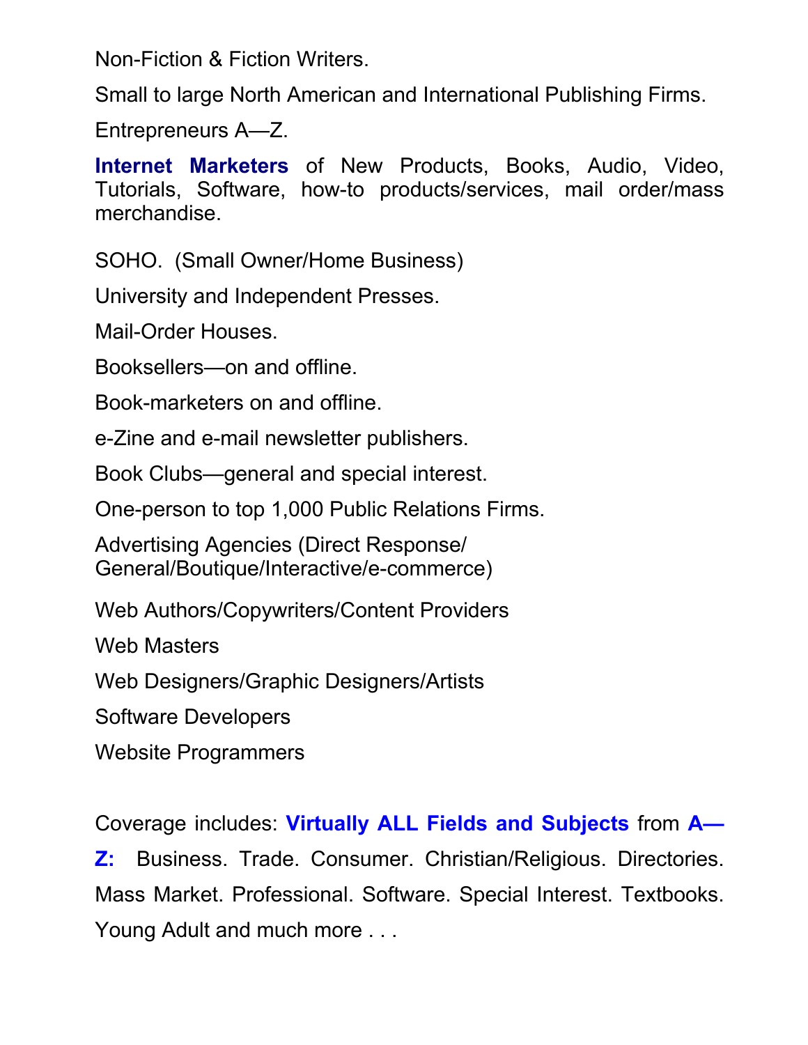Non-Fiction & Fiction Writers.

Small to large North American and International Publishing Firms.

Entrepreneurs A—Z.

**Internet Marketers** of New Products, Books, Audio, Video, Tutorials, Software, how-to products/services, mail order/mass merchandise.

SOHO. (Small Owner/Home Business)

University and Independent Presses.

Mail-Order Houses.

Booksellers—on and offline.

Book-marketers on and offline.

e-Zine and e-mail newsletter publishers.

Book Clubs—general and special interest.

One-person to top 1,000 Public Relations Firms.

Advertising Agencies (Direct Response/ General/Boutique/Interactive/e-commerce)

Web Authors/Copywriters/Content Providers

Web Masters

Web Designers/Graphic Designers/Artists

Software Developers

Website Programmers

Coverage includes: **Virtually ALL Fields and Subjects** from **A—Z:** Business. Trade. Consumer. Christian/Religious. Directories. Mass Market. Professional. Software. Special Interest. Textbooks. Young Adult and much more . . .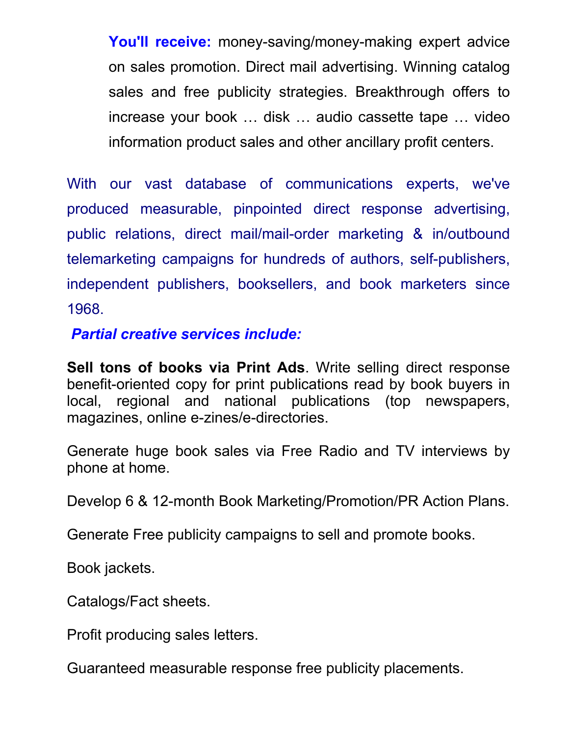**You'll receive:** money-saving/money-making expert advice on sales promotion. Direct mail advertising. Winning catalog sales and free publicity strategies. Breakthrough offers to increase your book … disk … audio cassette tape … video information product sales and other ancillary profit centers.

With our vast database of communications experts, we've produced measurable, pinpointed direct response advertising, public relations, direct mail/mail-order marketing & in/outbound telemarketing campaigns for hundreds of authors, self-publishers, independent publishers, booksellers, and book marketers since 1968.

***Partial creative services include:***

**Sell tons of books via Print Ads**. Write selling direct response benefit-oriented copy for print publications read by book buyers in local, regional and national publications (top newspapers, magazines, online e-zines/e-directories.

Generate huge book sales via Free Radio and TV interviews by phone at home.

Develop 6 & 12-month Book Marketing/Promotion/PR Action Plans.

Generate Free publicity campaigns to sell and promote books.

Book jackets.

Catalogs/Fact sheets.

Profit producing sales letters.

Guaranteed measurable response free publicity placements.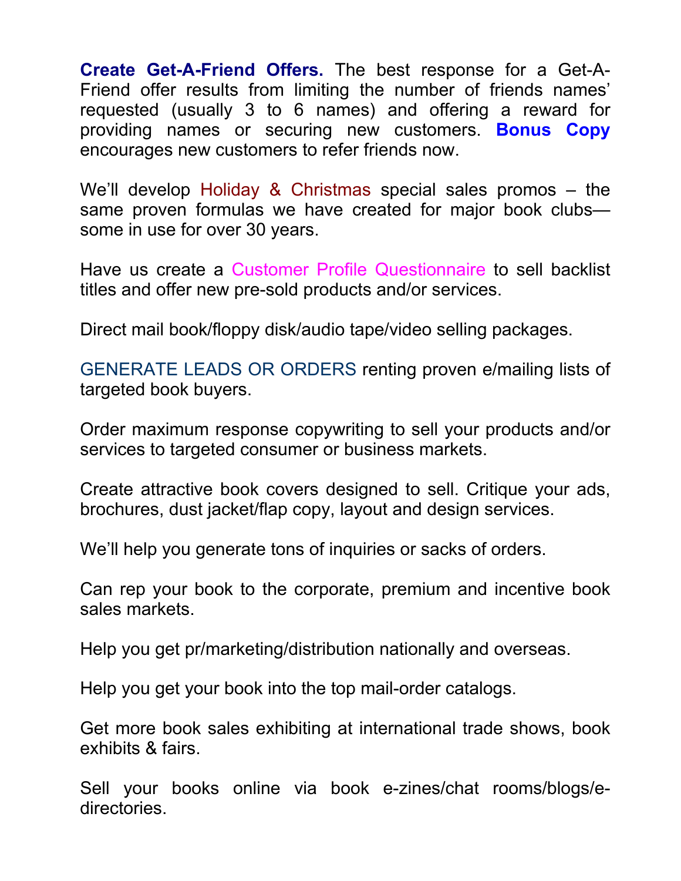**Create Get-A-Friend Offers.** The best response for a Get-A-Friend offer results from limiting the number of friends names' requested (usually 3 to 6 names) and offering a reward for providing names or securing new customers. **Bonus Copy** encourages new customers to refer friends now.

We'll develop Holiday & Christmas special sales promos – the same proven formulas we have created for major book clubs—some in use for over 30 years.

Have us create a Customer Profile Questionnaire to sell backlist titles and offer new pre-sold products and/or services.

Direct mail book/floppy disk/audio tape/video selling packages.

GENERATE LEADS OR ORDERS renting proven e/mailing lists of targeted book buyers.

Order maximum response copywriting to sell your products and/or services to targeted consumer or business markets.

Create attractive book covers designed to sell. Critique your ads, brochures, dust jacket/flap copy, layout and design services.

We'll help you generate tons of inquiries or sacks of orders.

Can rep your book to the corporate, premium and incentive book sales markets.

Help you get pr/marketing/distribution nationally and overseas.

Help you get your book into the top mail-order catalogs.

Get more book sales exhibiting at international trade shows, book exhibits & fairs.

Sell your books online via book e-zines/chat rooms/blogs/e-directories.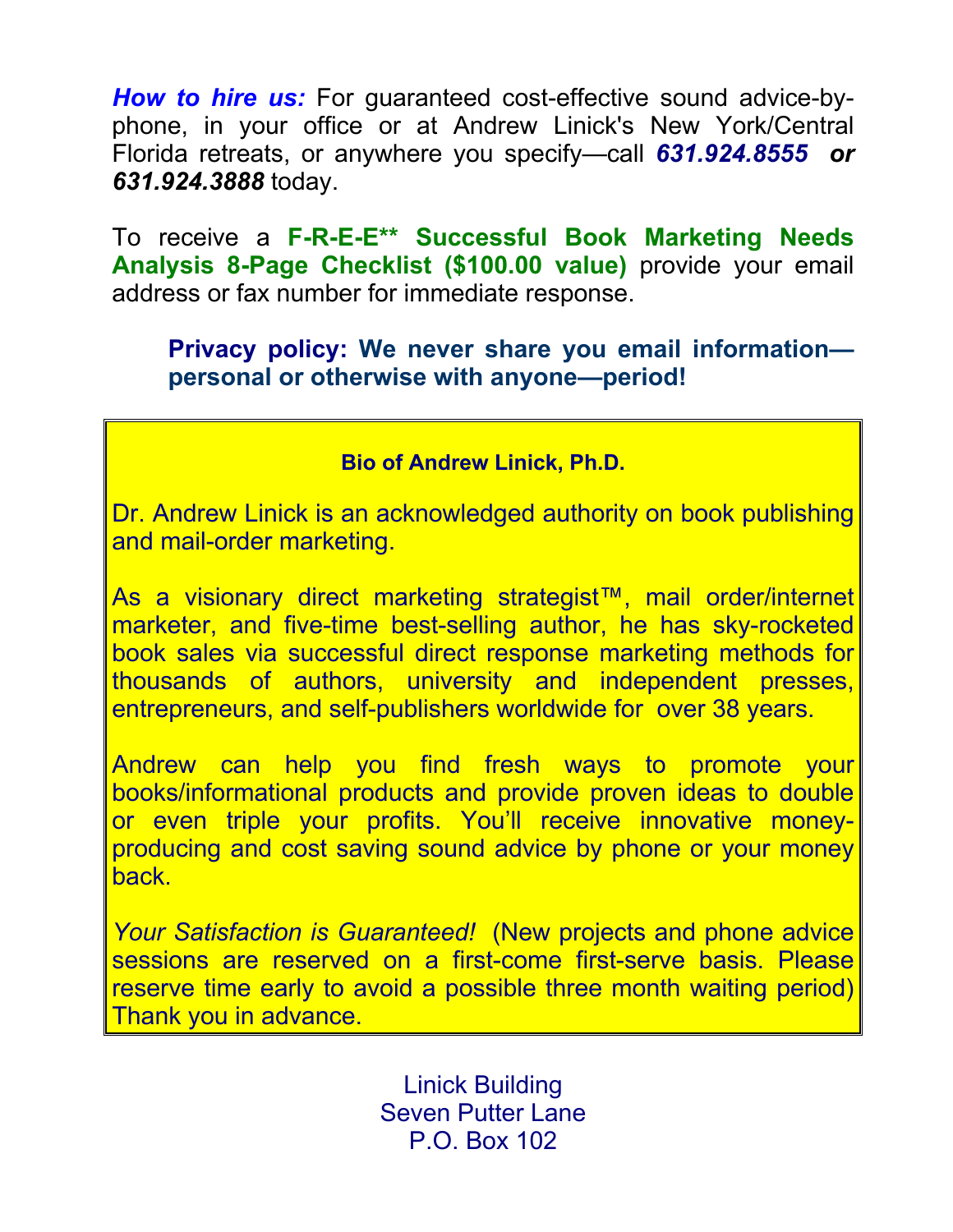***How to hire us:*** For guaranteed cost-effective sound advice-by-phone, in your office or at Andrew Linick's New York/Central Florida retreats, or anywhere you specify—call ***631.924.8555 or 631.924.3888*** today.

To receive a **F-R-E-E** Successful Book Marketing Needs Analysis 8-Page Checklist ($100.00 value)** provide your email address or fax number for immediate response.

> **Privacy policy: We never share you email information—personal or otherwise with anyone—period!**

**Bio of Andrew Linick, Ph.D.**

Dr. Andrew Linick is an acknowledged authority on book publishing and mail-order marketing.

As a visionary direct marketing strategist™, mail order/internet marketer, and five-time best-selling author, he has sky-rocketed book sales via successful direct response marketing methods for thousands of authors, university and independent presses, entrepreneurs, and self-publishers worldwide for over 38 years.

Andrew can help you find fresh ways to promote your books/informational products and provide proven ideas to double or even triple your profits. You'll receive innovative money-producing and cost saving sound advice by phone or your money back.

*Your Satisfaction is Guaranteed!* (New projects and phone advice sessions are reserved on a first-come first-serve basis. Please reserve time early to avoid a possible three month waiting period) Thank you in advance.

Linick Building
Seven Putter Lane
P.O. Box 102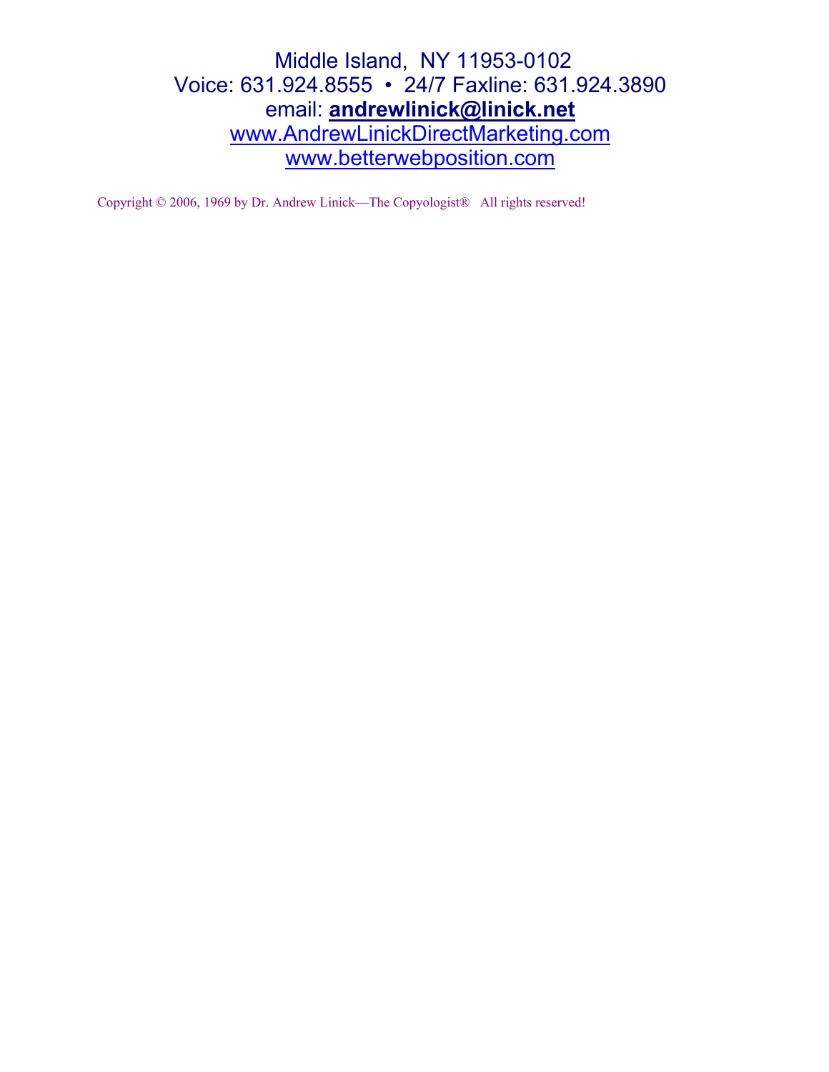Middle Island, NY 11953-0102
Voice: 631.924.8555 • 24/7 Faxline: 631.924.3890
email: **andrewlinick@linick.net**
www.AndrewLinickDirectMarketing.com
www.betterwebposition.com

Copyright © 2006, 1969 by Dr. Andrew Linick—The Copyologist® All rights reserved!